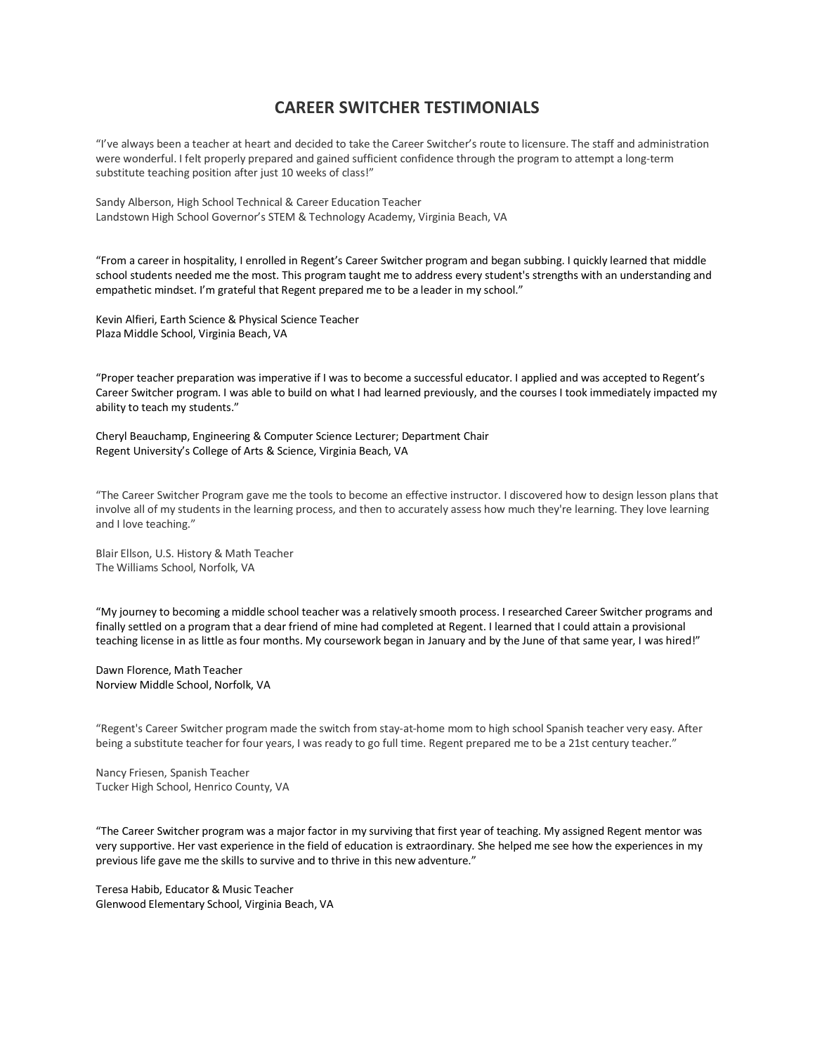# CAREER SWITCHER TESTIMONIALS

"I've always been a teacher at heart and decided to take the Career Switcher's route to licensure. The staff and administration were wonderful. I felt properly prepared and gained sufficient confidence through the program to attempt a long-term substitute teaching position after just 10 weeks of class!"

Sandy Alberson, High School Technical & Career Education Teacher
Landstown High School Governor's STEM & Technology Academy, Virginia Beach, VA

"From a career in hospitality, I enrolled in Regent's Career Switcher program and began subbing. I quickly learned that middle school students needed me the most. This program taught me to address every student's strengths with an understanding and empathetic mindset. I'm grateful that Regent prepared me to be a leader in my school."

Kevin Alfieri, Earth Science & Physical Science Teacher
Plaza Middle School, Virginia Beach, VA

"Proper teacher preparation was imperative if I was to become a successful educator. I applied and was accepted to Regent's Career Switcher program. I was able to build on what I had learned previously, and the courses I took immediately impacted my ability to teach my students."

Cheryl Beauchamp, Engineering & Computer Science Lecturer; Department Chair
Regent University's College of Arts & Science, Virginia Beach, VA

"The Career Switcher Program gave me the tools to become an effective instructor. I discovered how to design lesson plans that involve all of my students in the learning process, and then to accurately assess how much they're learning. They love learning and I love teaching."

Blair Ellson, U.S. History & Math Teacher
The Williams School, Norfolk, VA

"My journey to becoming a middle school teacher was a relatively smooth process. I researched Career Switcher programs and finally settled on a program that a dear friend of mine had completed at Regent. I learned that I could attain a provisional teaching license in as little as four months. My coursework began in January and by the June of that same year, I was hired!"

Dawn Florence, Math Teacher
Norview Middle School, Norfolk, VA

"Regent's Career Switcher program made the switch from stay-at-home mom to high school Spanish teacher very easy. After being a substitute teacher for four years, I was ready to go full time. Regent prepared me to be a 21st century teacher."

Nancy Friesen, Spanish Teacher
Tucker High School, Henrico County, VA

"The Career Switcher program was a major factor in my surviving that first year of teaching. My assigned Regent mentor was very supportive. Her vast experience in the field of education is extraordinary. She helped me see how the experiences in my previous life gave me the skills to survive and to thrive in this new adventure."

Teresa Habib, Educator & Music Teacher
Glenwood Elementary School, Virginia Beach, VA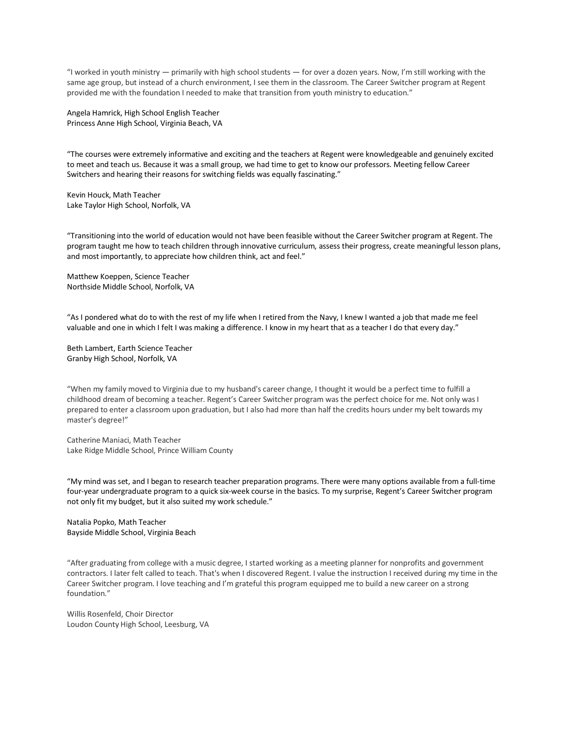"I worked in youth ministry — primarily with high school students — for over a dozen years. Now, I'm still working with the same age group, but instead of a church environment, I see them in the classroom. The Career Switcher program at Regent provided me with the foundation I needed to make that transition from youth ministry to education."

Angela Hamrick, High School English Teacher
Princess Anne High School, Virginia Beach, VA

"The courses were extremely informative and exciting and the teachers at Regent were knowledgeable and genuinely excited to meet and teach us. Because it was a small group, we had time to get to know our professors. Meeting fellow Career Switchers and hearing their reasons for switching fields was equally fascinating."

Kevin Houck, Math Teacher
Lake Taylor High School, Norfolk, VA

"Transitioning into the world of education would not have been feasible without the Career Switcher program at Regent. The program taught me how to teach children through innovative curriculum, assess their progress, create meaningful lesson plans, and most importantly, to appreciate how children think, act and feel."

Matthew Koeppen, Science Teacher
Northside Middle School, Norfolk, VA

"As I pondered what do to with the rest of my life when I retired from the Navy, I knew I wanted a job that made me feel valuable and one in which I felt I was making a difference. I know in my heart that as a teacher I do that every day."

Beth Lambert, Earth Science Teacher
Granby High School, Norfolk, VA

"When my family moved to Virginia due to my husband's career change, I thought it would be a perfect time to fulfill a childhood dream of becoming a teacher. Regent's Career Switcher program was the perfect choice for me. Not only was I prepared to enter a classroom upon graduation, but I also had more than half the credits hours under my belt towards my master's degree!"

Catherine Maniaci, Math Teacher
Lake Ridge Middle School, Prince William County

"My mind was set, and I began to research teacher preparation programs. There were many options available from a full-time four-year undergraduate program to a quick six-week course in the basics. To my surprise, Regent's Career Switcher program not only fit my budget, but it also suited my work schedule."

Natalia Popko, Math Teacher
Bayside Middle School, Virginia Beach

"After graduating from college with a music degree, I started working as a meeting planner for nonprofits and government contractors. I later felt called to teach. That's when I discovered Regent. I value the instruction I received during my time in the Career Switcher program. I love teaching and I'm grateful this program equipped me to build a new career on a strong foundation."

Willis Rosenfeld, Choir Director
Loudon County High School, Leesburg, VA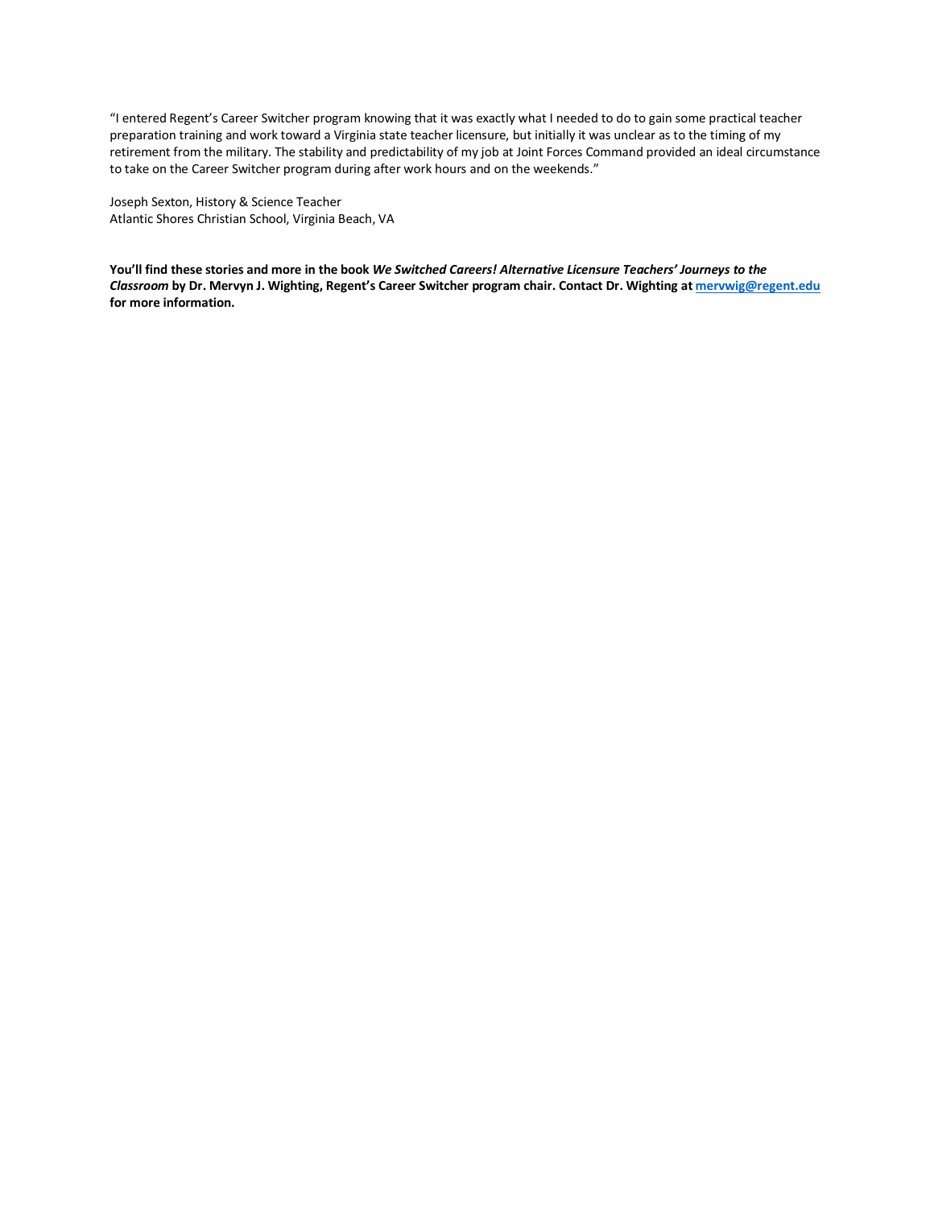"I entered Regent's Career Switcher program knowing that it was exactly what I needed to do to gain some practical teacher preparation training and work toward a Virginia state teacher licensure, but initially it was unclear as to the timing of my retirement from the military. The stability and predictability of my job at Joint Forces Command provided an ideal circumstance to take on the Career Switcher program during after work hours and on the weekends."

Joseph Sexton, History & Science Teacher
Atlantic Shores Christian School, Virginia Beach, VA

**You'll find these stories and more in the book *We Switched Careers! Alternative Licensure Teachers' Journeys to the Classroom* by Dr. Mervyn J. Wighting, Regent's Career Switcher program chair. Contact Dr. Wighting at mervwig@regent.edu for more information.**